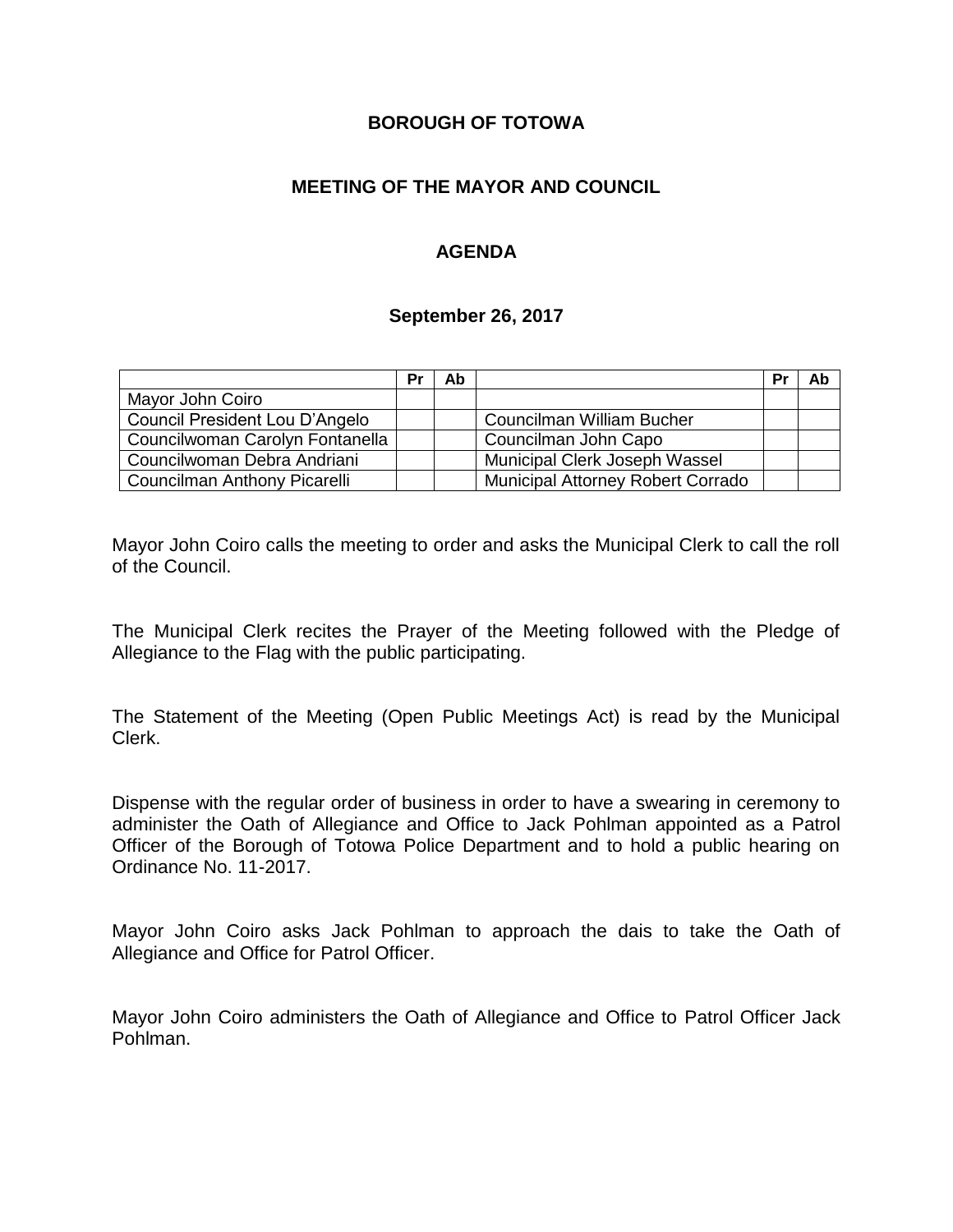# BOROUGH OF TOTOWA

## MEETING OF THE MAYOR AND COUNCIL

## AGENDA

### September 26, 2017

| | Pr | Ab | | Pr | Ab |
|---|---|---|---|---|---|
| Mayor John Coiro | | | | | |
| Council President Lou D'Angelo | | | Councilman William Bucher | | |
| Councilwoman Carolyn Fontanella | | | Councilman John Capo | | |
| Councilwoman Debra Andriani | | | Municipal Clerk Joseph Wassel | | |
| Councilman Anthony Picarelli | | | Municipal Attorney Robert Corrado | | |

Mayor John Coiro calls the meeting to order and asks the Municipal Clerk to call the roll of the Council.

The Municipal Clerk recites the Prayer of the Meeting followed with the Pledge of Allegiance to the Flag with the public participating.

The Statement of the Meeting (Open Public Meetings Act) is read by the Municipal Clerk.

Dispense with the regular order of business in order to have a swearing in ceremony to administer the Oath of Allegiance and Office to Jack Pohlman appointed as a Patrol Officer of the Borough of Totowa Police Department and to hold a public hearing on Ordinance No. 11-2017.

Mayor John Coiro asks Jack Pohlman to approach the dais to take the Oath of Allegiance and Office for Patrol Officer.

Mayor John Coiro administers the Oath of Allegiance and Office to Patrol Officer Jack Pohlman.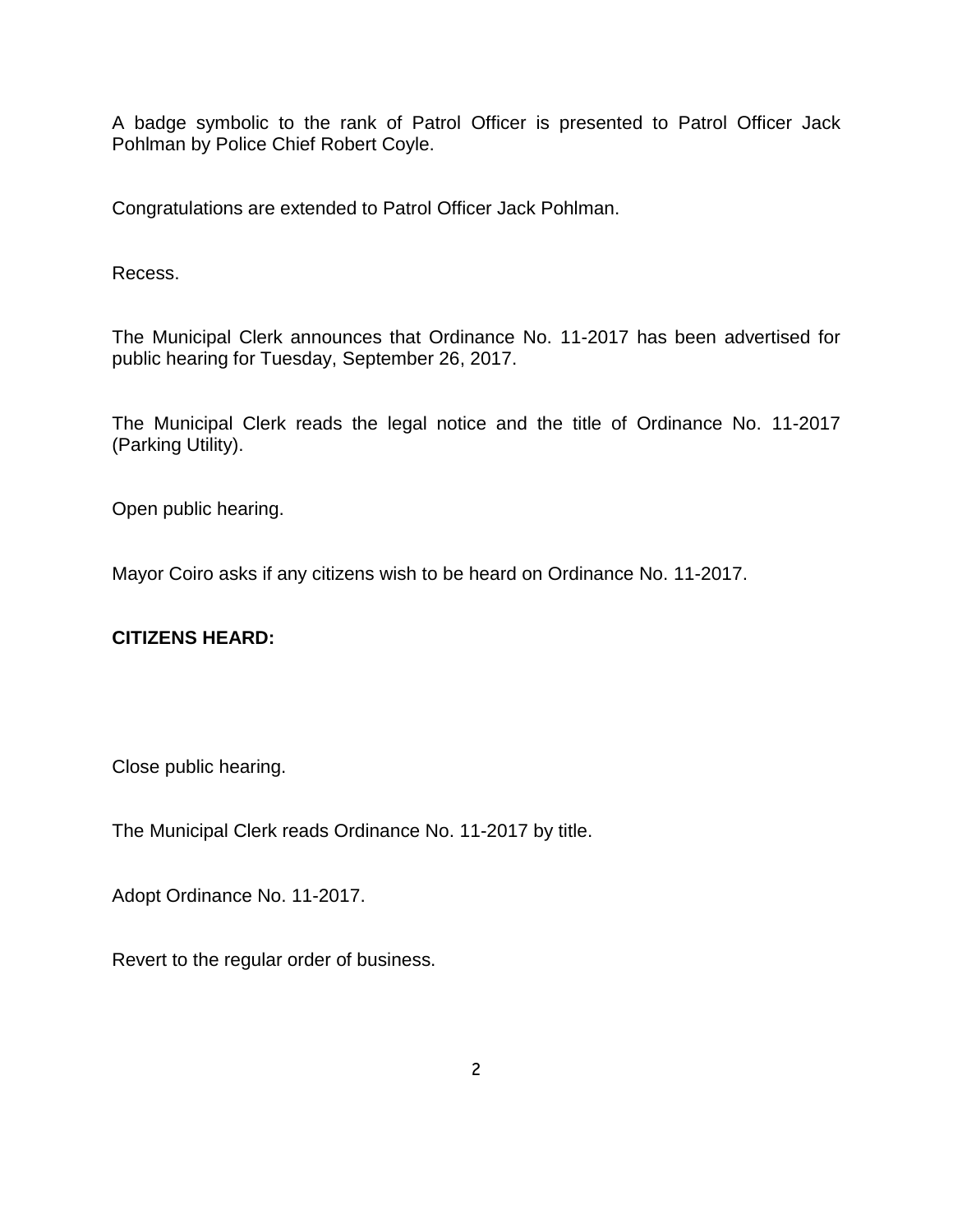A badge symbolic to the rank of Patrol Officer is presented to Patrol Officer Jack Pohlman by Police Chief Robert Coyle.

Congratulations are extended to Patrol Officer Jack Pohlman.

Recess.

The Municipal Clerk announces that Ordinance No. 11-2017 has been advertised for public hearing for Tuesday, September 26, 2017.

The Municipal Clerk reads the legal notice and the title of Ordinance No. 11-2017 (Parking Utility).

Open public hearing.

Mayor Coiro asks if any citizens wish to be heard on Ordinance No. 11-2017.

**CITIZENS HEARD:**

Close public hearing.

The Municipal Clerk reads Ordinance No. 11-2017 by title.

Adopt Ordinance No. 11-2017.

Revert to the regular order of business.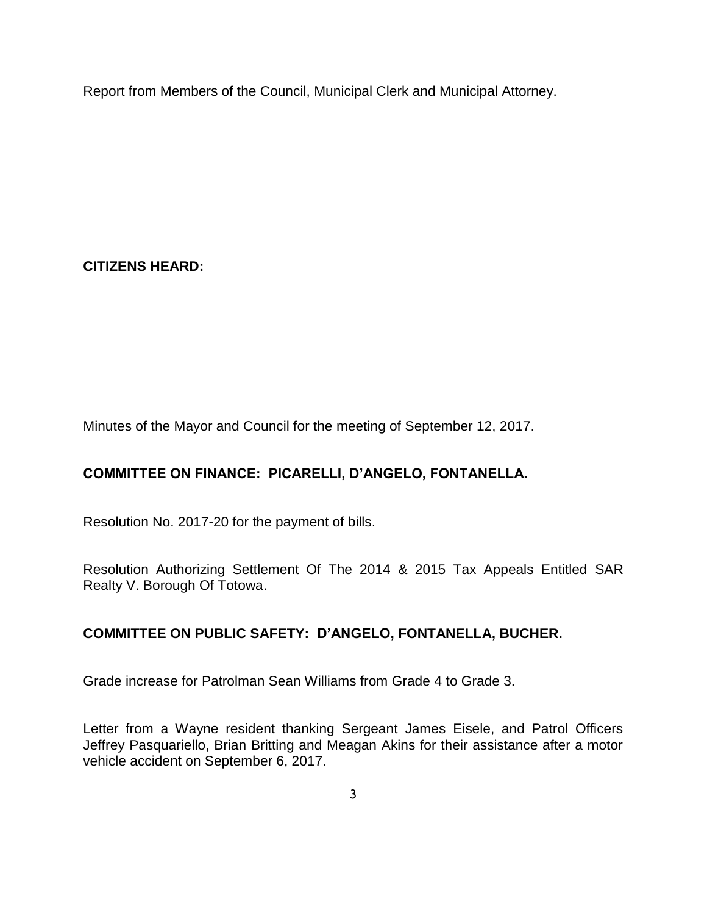Report from Members of the Council, Municipal Clerk and Municipal Attorney.

**CITIZENS HEARD:**

Minutes of the Mayor and Council for the meeting of September 12, 2017.

**COMMITTEE ON FINANCE: PICARELLI, D'ANGELO, FONTANELLA.**

Resolution No. 2017-20 for the payment of bills.

Resolution Authorizing Settlement Of The 2014 & 2015 Tax Appeals Entitled SAR Realty V. Borough Of Totowa.

**COMMITTEE ON PUBLIC SAFETY: D'ANGELO, FONTANELLA, BUCHER.**

Grade increase for Patrolman Sean Williams from Grade 4 to Grade 3.

Letter from a Wayne resident thanking Sergeant James Eisele, and Patrol Officers Jeffrey Pasquariello, Brian Britting and Meagan Akins for their assistance after a motor vehicle accident on September 6, 2017.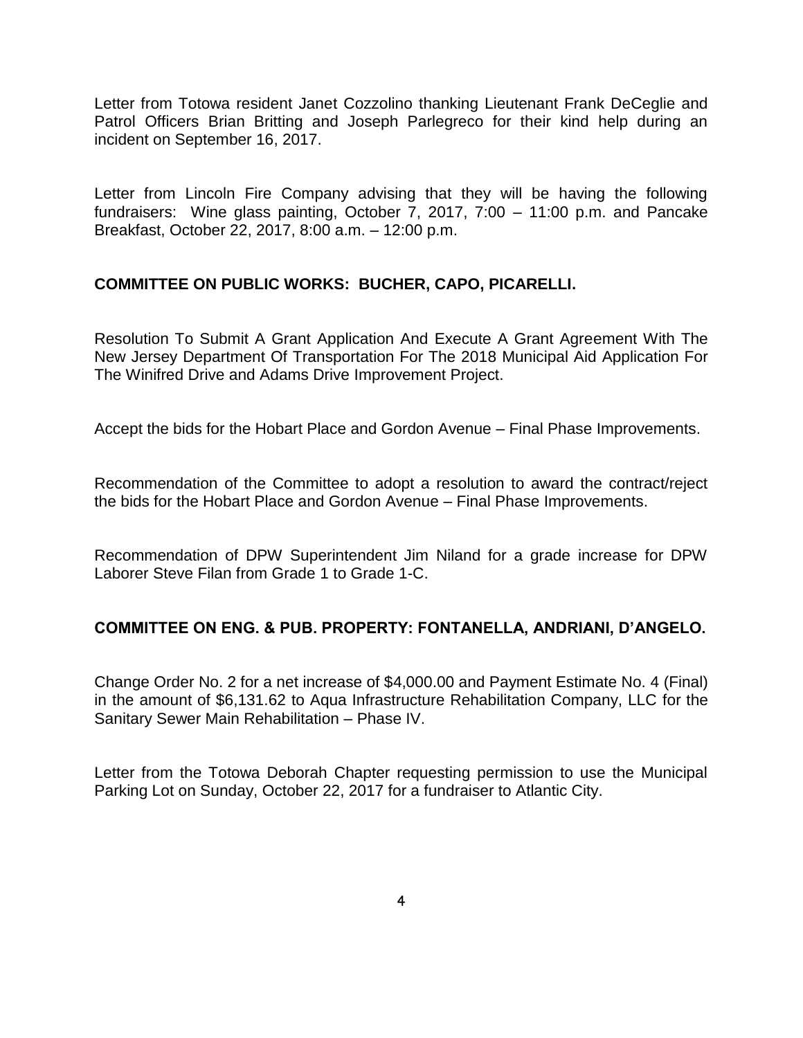Letter from Totowa resident Janet Cozzolino thanking Lieutenant Frank DeCeglie and Patrol Officers Brian Britting and Joseph Parlegreco for their kind help during an incident on September 16, 2017.

Letter from Lincoln Fire Company advising that they will be having the following fundraisers: Wine glass painting, October 7, 2017, 7:00 – 11:00 p.m. and Pancake Breakfast, October 22, 2017, 8:00 a.m. – 12:00 p.m.

**COMMITTEE ON PUBLIC WORKS: BUCHER, CAPO, PICARELLI.**

Resolution To Submit A Grant Application And Execute A Grant Agreement With The New Jersey Department Of Transportation For The 2018 Municipal Aid Application For The Winifred Drive and Adams Drive Improvement Project.

Accept the bids for the Hobart Place and Gordon Avenue – Final Phase Improvements.

Recommendation of the Committee to adopt a resolution to award the contract/reject the bids for the Hobart Place and Gordon Avenue – Final Phase Improvements.

Recommendation of DPW Superintendent Jim Niland for a grade increase for DPW Laborer Steve Filan from Grade 1 to Grade 1-C.

**COMMITTEE ON ENG. & PUB. PROPERTY: FONTANELLA, ANDRIANI, D'ANGELO.**

Change Order No. 2 for a net increase of $4,000.00 and Payment Estimate No. 4 (Final) in the amount of $6,131.62 to Aqua Infrastructure Rehabilitation Company, LLC for the Sanitary Sewer Main Rehabilitation – Phase IV.

Letter from the Totowa Deborah Chapter requesting permission to use the Municipal Parking Lot on Sunday, October 22, 2017 for a fundraiser to Atlantic City.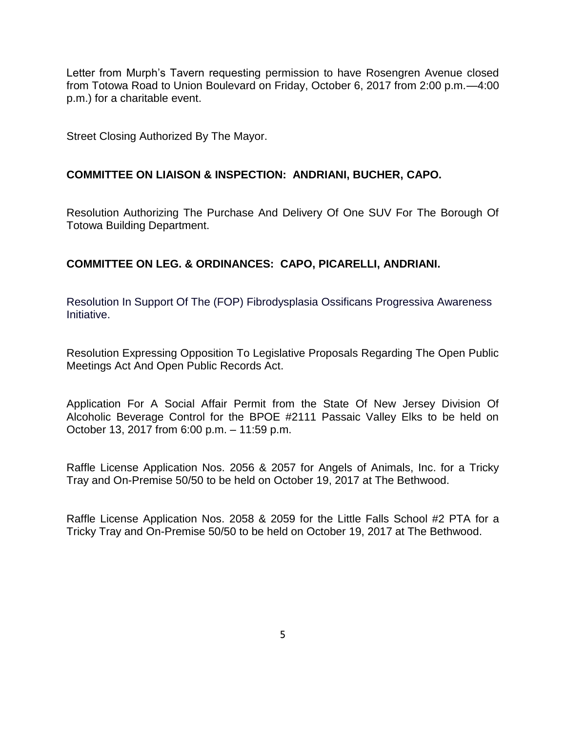Letter from Murph’s Tavern requesting permission to have Rosengren Avenue closed from Totowa Road to Union Boulevard on Friday, October 6, 2017 from 2:00 p.m.—4:00 p.m.) for a charitable event.

Street Closing Authorized By The Mayor.

**COMMITTEE ON LIAISON & INSPECTION: ANDRIANI, BUCHER, CAPO.**

Resolution Authorizing The Purchase And Delivery Of One SUV For The Borough Of Totowa Building Department.

**COMMITTEE ON LEG. & ORDINANCES: CAPO, PICARELLI, ANDRIANI.**

Resolution In Support Of The (FOP) Fibrodysplasia Ossificans Progressiva Awareness Initiative.

Resolution Expressing Opposition To Legislative Proposals Regarding The Open Public Meetings Act And Open Public Records Act.

Application For A Social Affair Permit from the State Of New Jersey Division Of Alcoholic Beverage Control for the BPOE #2111 Passaic Valley Elks to be held on October 13, 2017 from 6:00 p.m. – 11:59 p.m.

Raffle License Application Nos. 2056 & 2057 for Angels of Animals, Inc. for a Tricky Tray and On-Premise 50/50 to be held on October 19, 2017 at The Bethwood.

Raffle License Application Nos. 2058 & 2059 for the Little Falls School #2 PTA for a Tricky Tray and On-Premise 50/50 to be held on October 19, 2017 at The Bethwood.